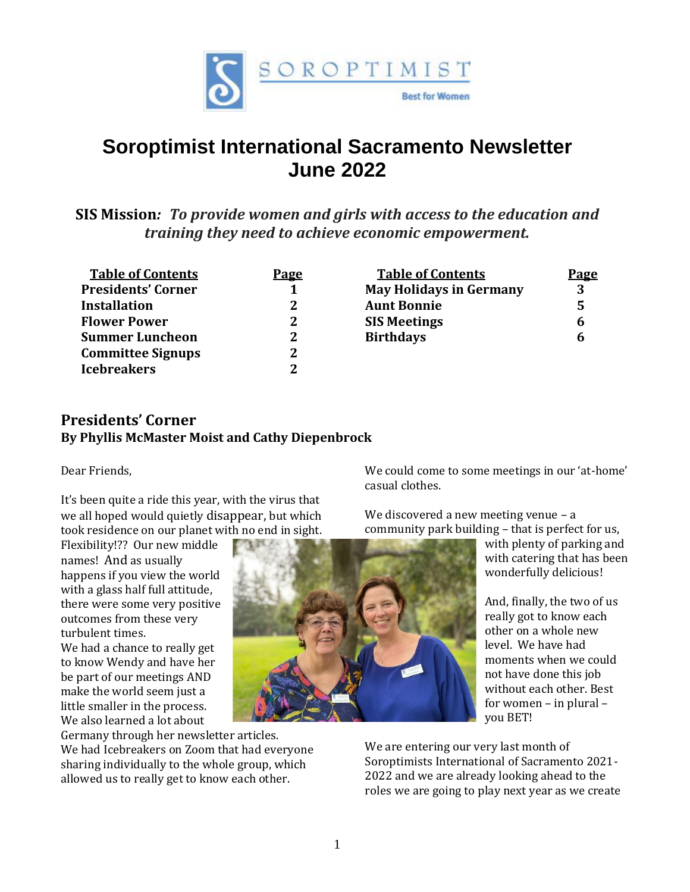SOROPTIMIST

Best for Women

# Soroptimist International Sacramento Newsletter
# June 2022

**SIS Mission***:* ***To provide women and girls with access to the education and training they need to achieve economic empowerment.***

| Table of Contents | Page | Table of Contents | Page |
|---|---|---|---|
| Presidents' Corner | 1 | May Holidays in Germany | 3 |
| Installation | 2 | Aunt Bonnie | 5 |
| Flower Power | 2 | SIS Meetings | 6 |
| Summer Luncheon | 2 | Birthdays | 6 |
| Committee Signups | 2 | | |
| Icebreakers | 2 | | |

## Presidents' Corner
**By Phyllis McMaster Moist and Cathy Diepenbrock**

Dear Friends,

It's been quite a ride this year, with the virus that we all hoped would quietly disappear, but which took residence on our planet with no end in sight. Flexibility!?? Our new middle names! And as usually happens if you view the world with a glass half full attitude, there were some very positive outcomes from these very turbulent times.

We had a chance to really get to know Wendy and have her be part of our meetings AND make the world seem just a little smaller in the process. We also learned a lot about Germany through her newsletter articles.

We had Icebreakers on Zoom that had everyone sharing individually to the whole group, which allowed us to really get to know each other.

We could come to some meetings in our 'at-home' casual clothes.

We discovered a new meeting venue – a community park building – that is perfect for us, with plenty of parking and with catering that has been wonderfully delicious!

And, finally, the two of us really got to know each other on a whole new level. We have had moments when we could not have done this job without each other. Best for women – in plural – you BET!

We are entering our very last month of Soroptimists International of Sacramento 2021-2022 and we are already looking ahead to the roles we are going to play next year as we create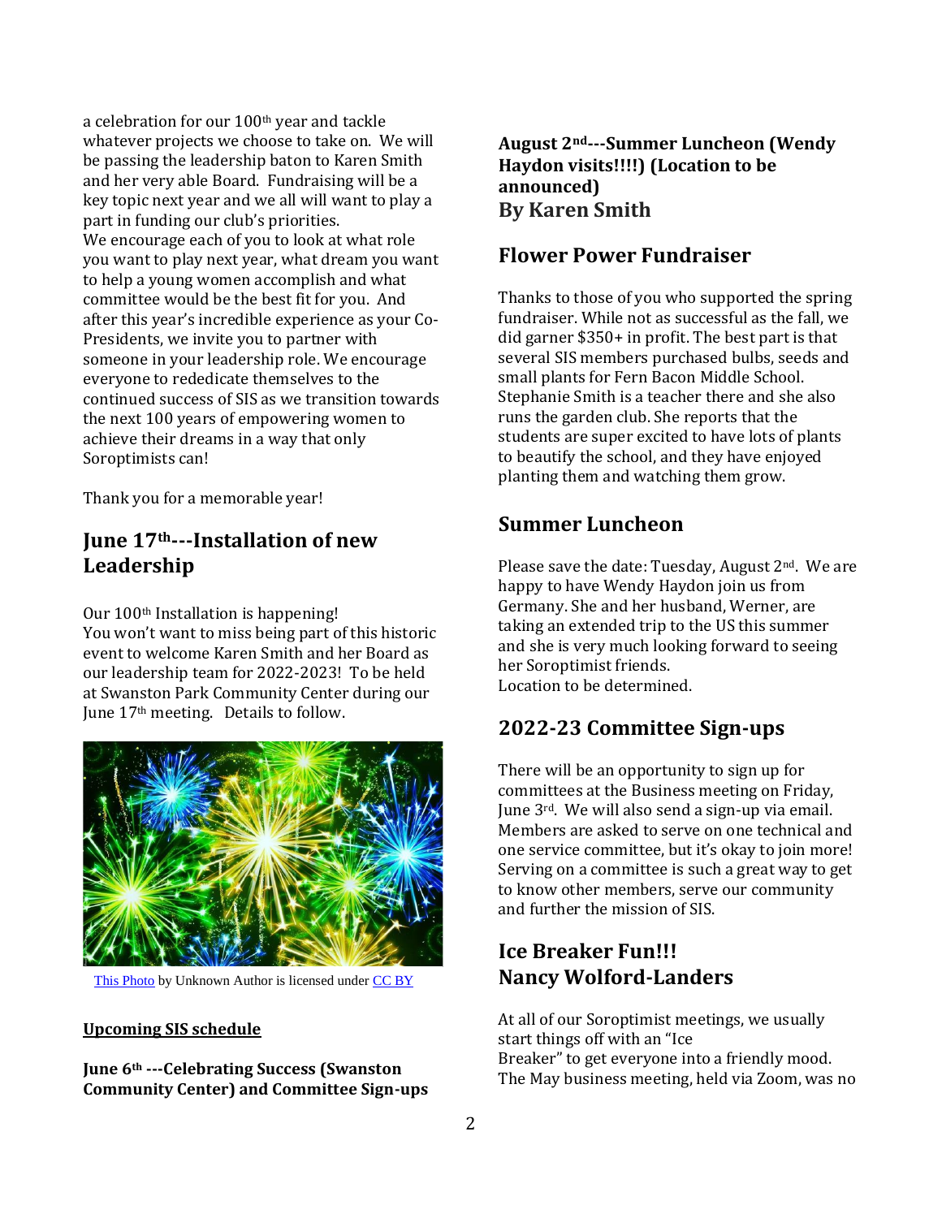a celebration for our 100th year and tackle whatever projects we choose to take on. We will be passing the leadership baton to Karen Smith and her very able Board. Fundraising will be a key topic next year and we all will want to play a part in funding our club's priorities.
We encourage each of you to look at what role you want to play next year, what dream you want to help a young women accomplish and what committee would be the best fit for you. And after this year's incredible experience as your Co-Presidents, we invite you to partner with someone in your leadership role. We encourage everyone to rededicate themselves to the continued success of SIS as we transition towards the next 100 years of empowering women to achieve their dreams in a way that only Soroptimists can!

Thank you for a memorable year!

## June 17th---Installation of new Leadership

Our 100th Installation is happening!
You won't want to miss being part of this historic event to welcome Karen Smith and her Board as our leadership team for 2022-2023! To be held at Swanston Park Community Center during our June 17th meeting. Details to follow.

This Photo by Unknown Author is licensed under CC BY

**Upcoming SIS schedule**

**June 6th ---Celebrating Success (Swanston Community Center) and Committee Sign-ups**

**August 2nd---Summer Luncheon (Wendy Haydon visits!!!!) (Location to be announced)**

**By Karen Smith**

## Flower Power Fundraiser

Thanks to those of you who supported the spring fundraiser. While not as successful as the fall, we did garner $350+ in profit. The best part is that several SIS members purchased bulbs, seeds and small plants for Fern Bacon Middle School. Stephanie Smith is a teacher there and she also runs the garden club. She reports that the students are super excited to have lots of plants to beautify the school, and they have enjoyed planting them and watching them grow.

## Summer Luncheon

Please save the date: Tuesday, August 2nd. We are happy to have Wendy Haydon join us from Germany. She and her husband, Werner, are taking an extended trip to the US this summer and she is very much looking forward to seeing her Soroptimist friends.
Location to be determined.

## 2022-23 Committee Sign-ups

There will be an opportunity to sign up for committees at the Business meeting on Friday, June 3rd. We will also send a sign-up via email. Members are asked to serve on one technical and one service committee, but it's okay to join more! Serving on a committee is such a great way to get to know other members, serve our community and further the mission of SIS.

## Ice Breaker Fun!!!
## Nancy Wolford-Landers

At all of our Soroptimist meetings, we usually start things off with an "Ice Breaker" to get everyone into a friendly mood. The May business meeting, held via Zoom, was no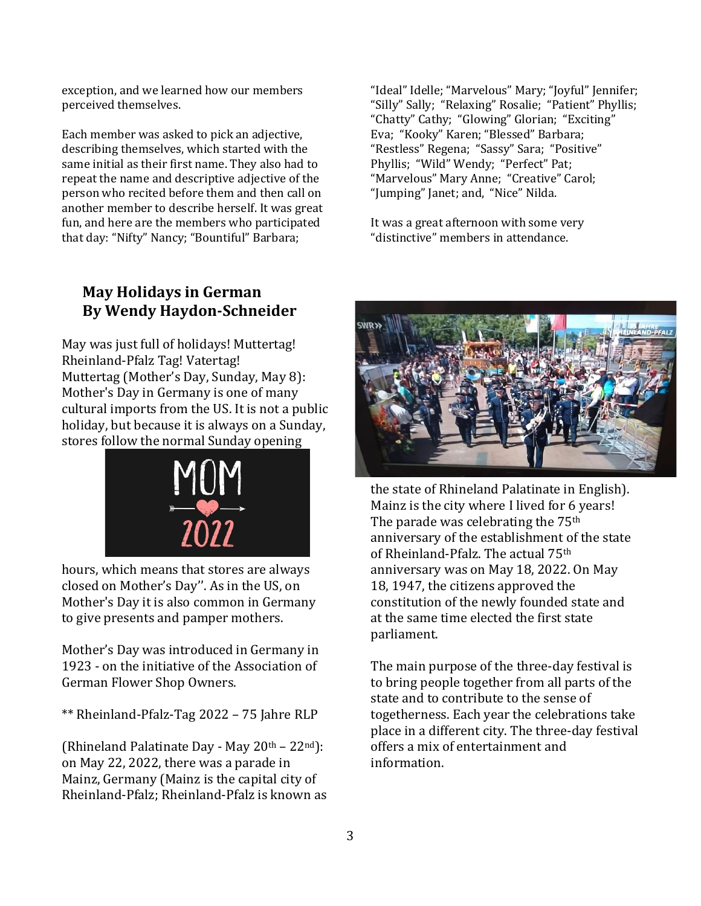exception, and we learned how our members perceived themselves.

Each member was asked to pick an adjective, describing themselves, which started with the same initial as their first name. They also had to repeat the name and descriptive adjective of the person who recited before them and then call on another member to describe herself. It was great fun, and here are the members who participated that day: "Nifty" Nancy; "Bountiful" Barbara; "Ideal" Idelle; "Marvelous" Mary; "Joyful" Jennifer; "Silly" Sally; "Relaxing" Rosalie; "Patient" Phyllis; "Chatty" Cathy; "Glowing" Glorian; "Exciting" Eva; "Kooky" Karen; "Blessed" Barbara; "Restless" Regena; "Sassy" Sara; "Positive" Phyllis; "Wild" Wendy; "Perfect" Pat; "Marvelous" Mary Anne; "Creative" Carol; "Jumping" Janet; and, "Nice" Nilda.

It was a great afternoon with some very "distinctive" members in attendance.

## May Holidays in German
## By Wendy Haydon-Schneider

May was just full of holidays! Muttertag! Rheinland-Pfalz Tag! Vatertag!
Muttertag (Mother's Day, Sunday, May 8): Mother's Day in Germany is one of many cultural imports from the US. It is not a public holiday, but because it is always on a Sunday, stores follow the normal Sunday opening hours, which means that stores are always closed on Mother's Day". As in the US, on Mother's Day it is also common in Germany to give presents and pamper mothers.

Mother's Day was introduced in Germany in 1923 - on the initiative of the Association of German Flower Shop Owners.

** Rheinland-Pfalz-Tag 2022 – 75 Jahre RLP

(Rhineland Palatinate Day - May 20th – 22nd): on May 22, 2022, there was a parade in Mainz, Germany (Mainz is the capital city of Rheinland-Pfalz; Rheinland-Pfalz is known as the state of Rhineland Palatinate in English). Mainz is the city where I lived for 6 years! The parade was celebrating the 75th anniversary of the establishment of the state of Rheinland-Pfalz. The actual 75th anniversary was on May 18, 2022. On May 18, 1947, the citizens approved the constitution of the newly founded state and at the same time elected the first state parliament.

The main purpose of the three-day festival is to bring people together from all parts of the state and to contribute to the sense of togetherness. Each year the celebrations take place in a different city. The three-day festival offers a mix of entertainment and information.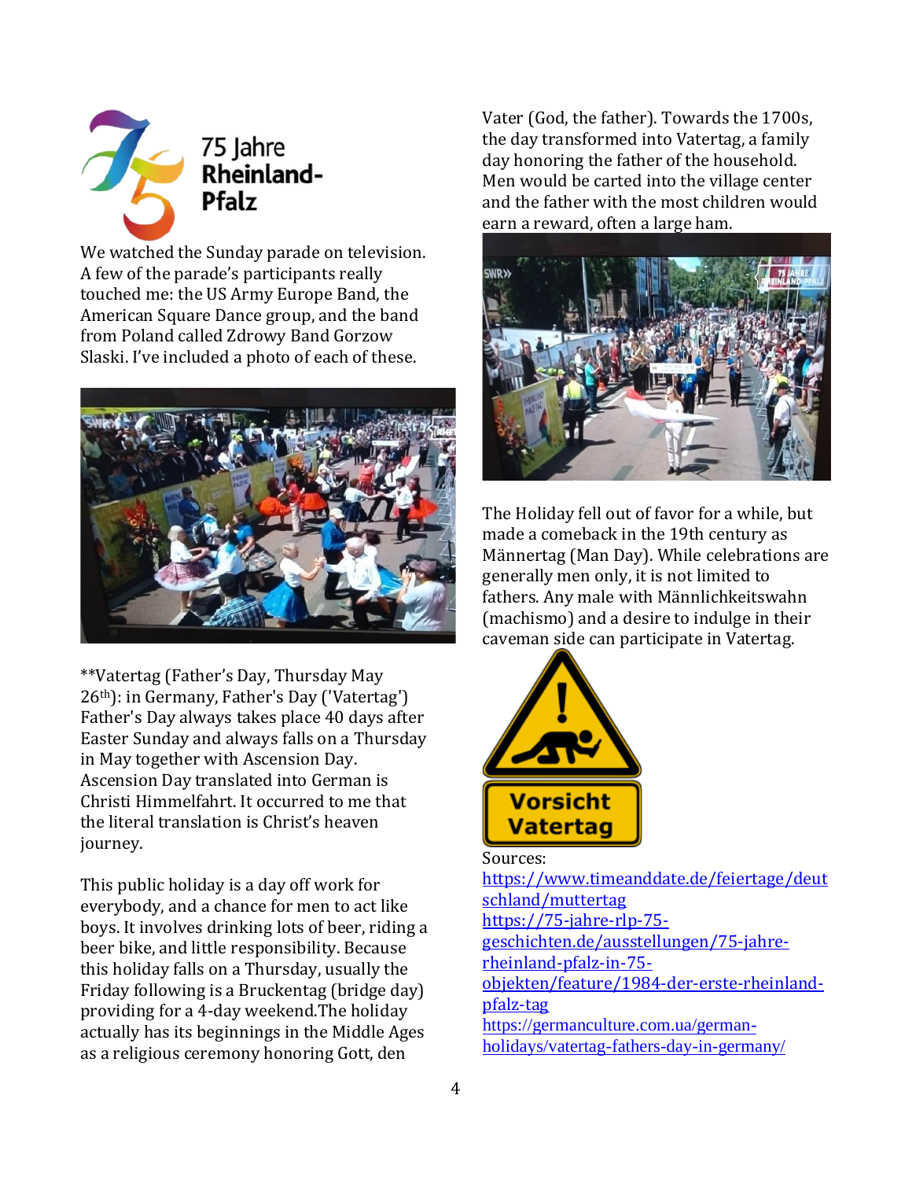75 Jahre Rheinland-Pfalz

We watched the Sunday parade on television. A few of the parade's participants really touched me: the US Army Europe Band, the American Square Dance group, and the band from Poland called Zdrowy Band Gorzow Slaski. I've included a photo of each of these.

**Vatertag (Father's Day, Thursday May 26th): in Germany, Father's Day ('Vatertag') Father's Day always takes place 40 days after Easter Sunday and always falls on a Thursday in May together with Ascension Day. Ascension Day translated into German is Christi Himmelfahrt. It occurred to me that the literal translation is Christ's heaven journey.

This public holiday is a day off work for everybody, and a chance for men to act like boys. It involves drinking lots of beer, riding a beer bike, and little responsibility. Because this holiday falls on a Thursday, usually the Friday following is a Bruckentag (bridge day) providing for a 4-day weekend.The holiday actually has its beginnings in the Middle Ages as a religious ceremony honoring Gott, den Vater (God, the father). Towards the 1700s, the day transformed into Vatertag, a family day honoring the father of the household. Men would be carted into the village center and the father with the most children would earn a reward, often a large ham.

The Holiday fell out of favor for a while, but made a comeback in the 19th century as Männertag (Man Day). While celebrations are generally men only, it is not limited to fathers. Any male with Männlichkeitswahn (machismo) and a desire to indulge in their caveman side can participate in Vatertag.

Vorsicht Vatertag

Sources:
https://www.timeanddate.de/feiertage/deutschland/muttertag
https://75-jahre-rlp-75-geschichten.de/ausstellungen/75-jahre-rheinland-pfalz-in-75-objekten/feature/1984-der-erste-rheinland-pfalz-tag
https://germanculture.com.ua/german-holidays/vatertag-fathers-day-in-germany/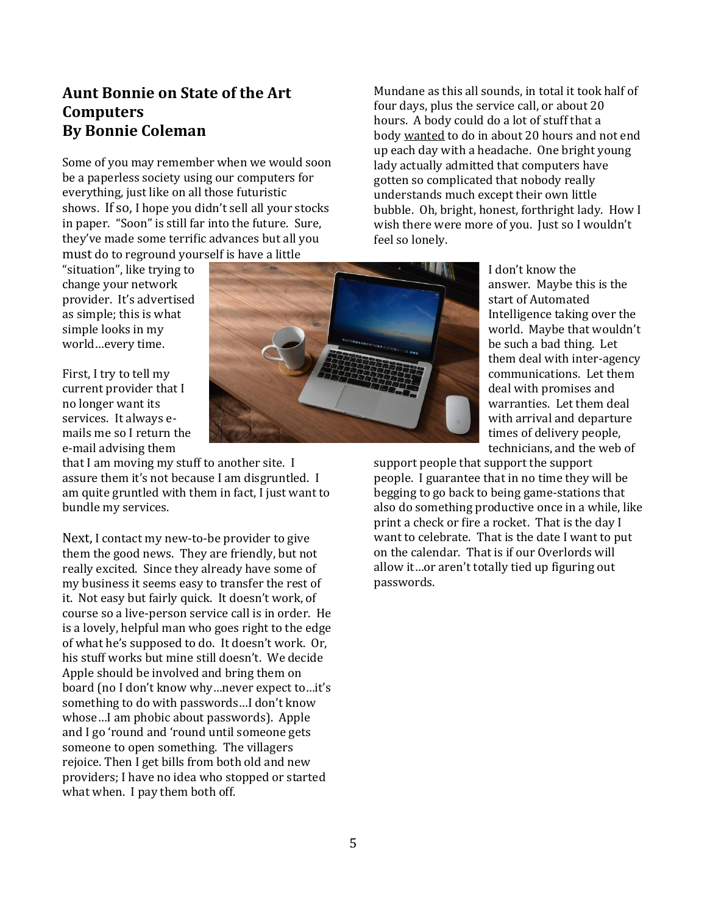## Aunt Bonnie on State of the Art Computers
## By Bonnie Coleman

Some of you may remember when we would soon be a paperless society using our computers for everything, just like on all those futuristic shows. If so, I hope you didn't sell all your stocks in paper. "Soon" is still far into the future. Sure, they've made some terrific advances but all you must do to reground yourself is have a little "situation", like trying to change your network provider. It's advertised as simple; this is what simple looks in my world…every time.

First, I try to tell my current provider that I no longer want its services. It always e-mails me so I return the e-mail advising them that I am moving my stuff to another site. I assure them it's not because I am disgruntled. I am quite gruntled with them in fact, I just want to bundle my services.

Next, I contact my new-to-be provider to give them the good news. They are friendly, but not really excited. Since they already have some of my business it seems easy to transfer the rest of it. Not easy but fairly quick. It doesn't work, of course so a live-person service call is in order. He is a lovely, helpful man who goes right to the edge of what he's supposed to do. It doesn't work. Or, his stuff works but mine still doesn't. We decide Apple should be involved and bring them on board (no I don't know why…never expect to…it's something to do with passwords…I don't know whose…I am phobic about passwords). Apple and I go 'round and 'round until someone gets someone to open something. The villagers rejoice. Then I get bills from both old and new providers; I have no idea who stopped or started what when. I pay them both off.

Mundane as this all sounds, in total it took half of four days, plus the service call, or about 20 hours. A body could do a lot of stuff that a body <u>wanted</u> to do in about 20 hours and not end up each day with a headache. One bright young lady actually admitted that computers have gotten so complicated that nobody really understands much except their own little bubble. Oh, bright, honest, forthright lady. How I wish there were more of you. Just so I wouldn't feel so lonely.

I don't know the answer. Maybe this is the start of Automated Intelligence taking over the world. Maybe that wouldn't be such a bad thing. Let them deal with inter-agency communications. Let them deal with promises and warranties. Let them deal with arrival and departure times of delivery people, technicians, and the web of support people that support the support people. I guarantee that in no time they will be begging to go back to being game-stations that also do something productive once in a while, like print a check or fire a rocket. That is the day I want to celebrate. That is the date I want to put on the calendar. That is if our Overlords will allow it…or aren't totally tied up figuring out passwords.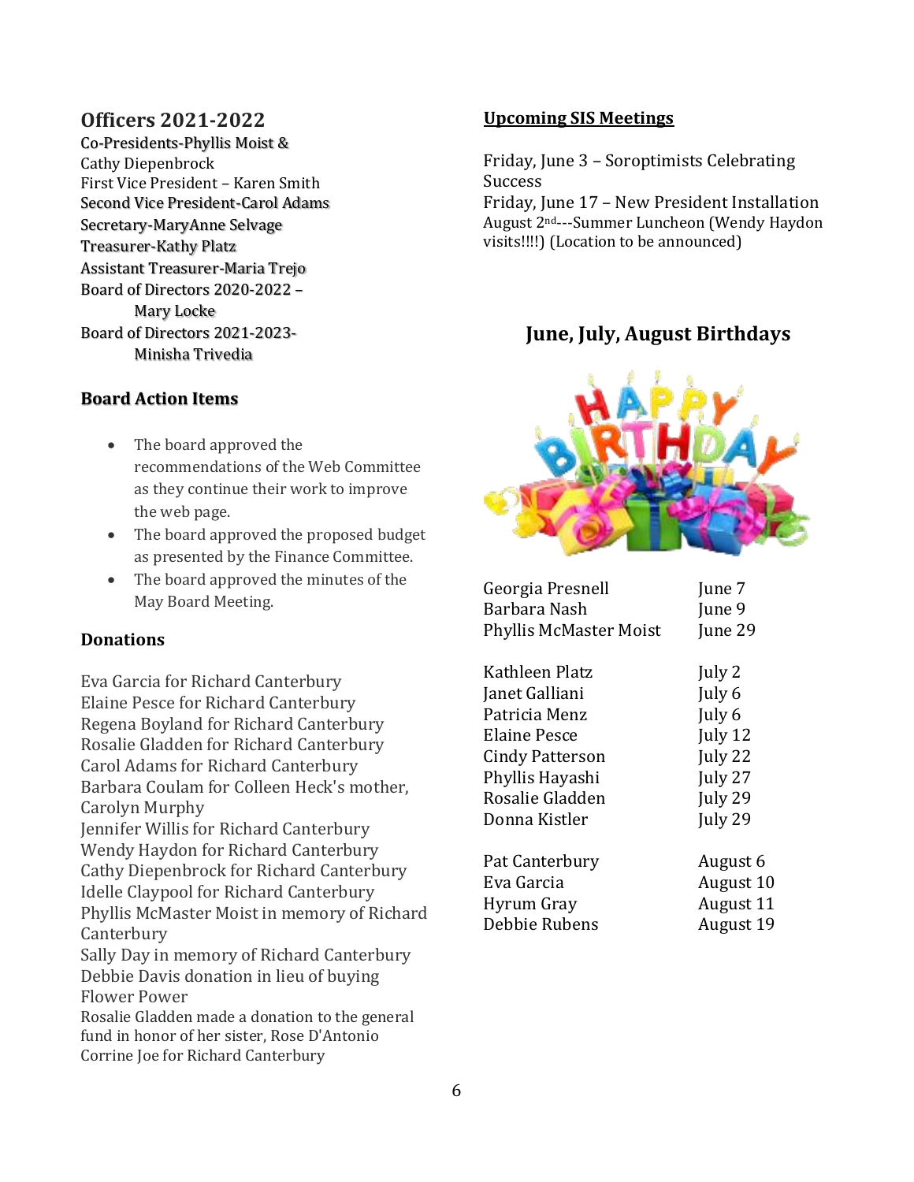## Officers 2021-2022

Co-Presidents-Phyllis Moist & Cathy Diepenbrock
First Vice President – Karen Smith
Second Vice President-Carol Adams
Secretary-MaryAnne Selvage
Treasurer-Kathy Platz
Assistant Treasurer-Maria Trejo
Board of Directors 2020-2022 – Mary Locke
Board of Directors 2021-2023- Minisha Trivedia

## Board Action Items

- The board approved the recommendations of the Web Committee as they continue their work to improve the web page.
- The board approved the proposed budget as presented by the Finance Committee.
- The board approved the minutes of the May Board Meeting.

## Donations

Eva Garcia for Richard Canterbury
Elaine Pesce for Richard Canterbury
Regena Boyland for Richard Canterbury
Rosalie Gladden for Richard Canterbury
Carol Adams for Richard Canterbury
Barbara Coulam for Colleen Heck's mother, Carolyn Murphy
Jennifer Willis for Richard Canterbury
Wendy Haydon for Richard Canterbury
Cathy Diepenbrock for Richard Canterbury
Idelle Claypool for Richard Canterbury
Phyllis McMaster Moist in memory of Richard Canterbury
Sally Day in memory of Richard Canterbury
Debbie Davis donation in lieu of buying Flower Power
Rosalie Gladden made a donation to the general fund in honor of her sister, Rose D'Antonio
Corrine Joe for Richard Canterbury

## Upcoming SIS Meetings

Friday, June 3 – Soroptimists Celebrating Success
Friday, June 17 – New President Installation
August 2nd---Summer Luncheon (Wendy Haydon visits!!!!) (Location to be announced)

## June, July, August Birthdays

| | |
|---|---|
| Georgia Presnell | June 7 |
| Barbara Nash | June 9 |
| Phyllis McMaster Moist | June 29 |
| Kathleen Platz | July 2 |
| Janet Galliani | July 6 |
| Patricia Menz | July 6 |
| Elaine Pesce | July 12 |
| Cindy Patterson | July 22 |
| Phyllis Hayashi | July 27 |
| Rosalie Gladden | July 29 |
| Donna Kistler | July 29 |
| Pat Canterbury | August 6 |
| Eva Garcia | August 10 |
| Hyrum Gray | August 11 |
| Debbie Rubens | August 19 |